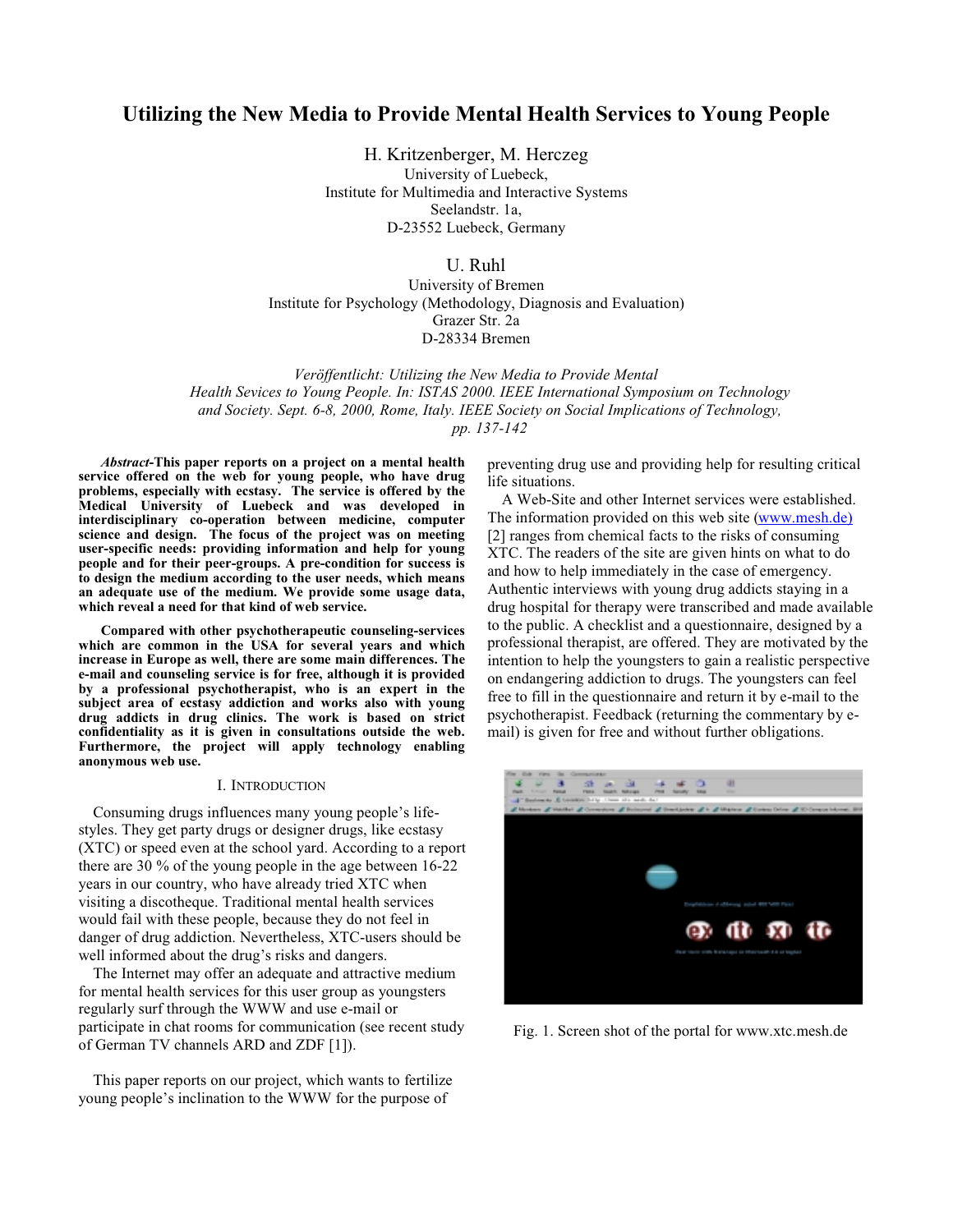# Utilizing the New Media to Provide Mental Health Services to Young People

H. Kritzenberger, M. Herczeg
University of Luebeck,
Institute for Multimedia and Interactive Systems
Seelandstr. 1a,
D-23552 Luebeck, Germany

U. Ruhl
University of Bremen
Institute for Psychology (Methodology, Diagnosis and Evaluation)
Grazer Str. 2a
D-28334 Bremen

*Veröffentlicht: Utilizing the New Media to Provide Mental Health Sevices to Young People. In: ISTAS 2000. IEEE International Symposium on Technology and Society. Sept. 6-8, 2000, Rome, Italy. IEEE Society on Social Implications of Technology, pp. 137-142*

***Abstract*-This paper reports on a project on a mental health service offered on the web for young people, who have drug problems, especially with ecstasy. The service is offered by the Medical University of Luebeck and was developed in interdisciplinary co-operation between medicine, computer science and design. The focus of the project was on meeting user-specific needs: providing information and help for young people and for their peer-groups. A pre-condition for success is to design the medium according to the user needs, which means an adequate use of the medium. We provide some usage data, which reveal a need for that kind of web service.**

**Compared with other psychotherapeutic counseling-services which are common in the USA for several years and which increase in Europe as well, there are some main differences. The e-mail and counseling service is for free, although it is provided by a professional psychotherapist, who is an expert in the subject area of ecstasy addiction and works also with young drug addicts in drug clinics. The work is based on strict confidentiality as it is given in consultations outside the web. Furthermore, the project will apply technology enabling anonymous web use.**

## I. Introduction

Consuming drugs influences many young people's life-styles. They get party drugs or designer drugs, like ecstasy (XTC) or speed even at the school yard. According to a report there are 30 % of the young people in the age between 16-22 years in our country, who have already tried XTC when visiting a discotheque. Traditional mental health services would fail with these people, because they do not feel in danger of drug addiction. Nevertheless, XTC-users should be well informed about the drug's risks and dangers.

The Internet may offer an adequate and attractive medium for mental health services for this user group as youngsters regularly surf through the WWW and use e-mail or participate in chat rooms for communication (see recent study of German TV channels ARD and ZDF [1]).

This paper reports on our project, which wants to fertilize young people's inclination to the WWW for the purpose of preventing drug use and providing help for resulting critical life situations.

A Web-Site and other Internet services were established. The information provided on this web site (www.mesh.de) [2] ranges from chemical facts to the risks of consuming XTC. The readers of the site are given hints on what to do and how to help immediately in the case of emergency. Authentic interviews with young drug addicts staying in a drug hospital for therapy were transcribed and made available to the public. A checklist and a questionnaire, designed by a professional therapist, are offered. They are motivated by the intention to help the youngsters to gain a realistic perspective on endangering addiction to drugs. The youngsters can feel free to fill in the questionnaire and return it by e-mail to the psychotherapist. Feedback (returning the commentary by e-mail) is given for free and without further obligations.

Fig. 1. Screen shot of the portal for www.xtc.mesh.de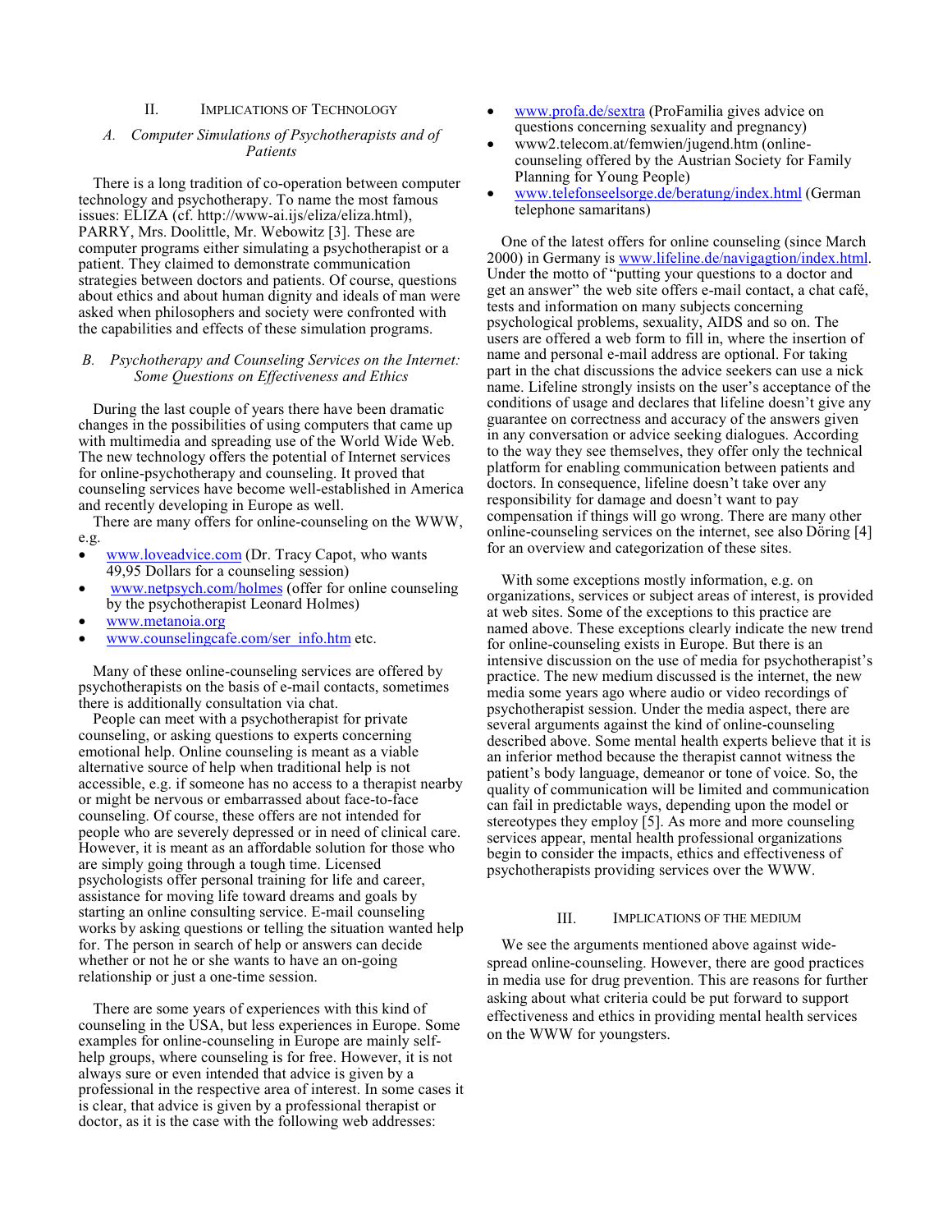## II. Implications of Technology

### *A. Computer Simulations of Psychotherapists and of Patients*

There is a long tradition of co-operation between computer technology and psychotherapy. To name the most famous issues: ELIZA (cf. http://www-ai.ijs/eliza/eliza.html), PARRY, Mrs. Doolittle, Mr. Webowitz [3]. These are computer programs either simulating a psychotherapist or a patient. They claimed to demonstrate communication strategies between doctors and patients. Of course, questions about ethics and about human dignity and ideals of man were asked when philosophers and society were confronted with the capabilities and effects of these simulation programs.

### *B. Psychotherapy and Counseling Services on the Internet: Some Questions on Effectiveness and Ethics*

During the last couple of years there have been dramatic changes in the possibilities of using computers that came up with multimedia and spreading use of the World Wide Web. The new technology offers the potential of Internet services for online-psychotherapy and counseling. It proved that counseling services have become well-established in America and recently developing in Europe as well.

There are many offers for online-counseling on the WWW, e.g.

- www.loveadvice.com (Dr. Tracy Capot, who wants 49,95 Dollars for a counseling session)
- www.netpsych.com/holmes (offer for online counseling by the psychotherapist Leonard Holmes)
- www.metanoia.org
- www.counselingcafe.com/ser_info.htm etc.

Many of these online-counseling services are offered by psychotherapists on the basis of e-mail contacts, sometimes there is additionally consultation via chat.

People can meet with a psychotherapist for private counseling, or asking questions to experts concerning emotional help. Online counseling is meant as a viable alternative source of help when traditional help is not accessible, e.g. if someone has no access to a therapist nearby or might be nervous or embarrassed about face-to-face counseling. Of course, these offers are not intended for people who are severely depressed or in need of clinical care. However, it is meant as an affordable solution for those who are simply going through a tough time. Licensed psychologists offer personal training for life and career, assistance for moving life toward dreams and goals by starting an online consulting service. E-mail counseling works by asking questions or telling the situation wanted help for. The person in search of help or answers can decide whether or not he or she wants to have an on-going relationship or just a one-time session.

There are some years of experiences with this kind of counseling in the USA, but less experiences in Europe. Some examples for online-counseling in Europe are mainly self-help groups, where counseling is for free. However, it is not always sure or even intended that advice is given by a professional in the respective area of interest. In some cases it is clear, that advice is given by a professional therapist or doctor, as it is the case with the following web addresses:

- www.profa.de/sextra (ProFamilia gives advice on questions concerning sexuality and pregnancy)
- www2.telecom.at/femwien/jugend.htm (online-counseling offered by the Austrian Society for Family Planning for Young People)
- www.telefonseelsorge.de/beratung/index.html (German telephone samaritans)

One of the latest offers for online counseling (since March 2000) in Germany is www.lifeline.de/navigagtion/index.html. Under the motto of "putting your questions to a doctor and get an answer" the web site offers e-mail contact, a chat café, tests and information on many subjects concerning psychological problems, sexuality, AIDS and so on. The users are offered a web form to fill in, where the insertion of name and personal e-mail address are optional. For taking part in the chat discussions the advice seekers can use a nick name. Lifeline strongly insists on the user's acceptance of the conditions of usage and declares that lifeline doesn't give any guarantee on correctness and accuracy of the answers given in any conversation or advice seeking dialogues. According to the way they see themselves, they offer only the technical platform for enabling communication between patients and doctors. In consequence, lifeline doesn't take over any responsibility for damage and doesn't want to pay compensation if things will go wrong. There are many other online-counseling services on the internet, see also Döring [4] for an overview and categorization of these sites.

With some exceptions mostly information, e.g. on organizations, services or subject areas of interest, is provided at web sites. Some of the exceptions to this practice are named above. These exceptions clearly indicate the new trend for online-counseling exists in Europe. But there is an intensive discussion on the use of media for psychotherapist's practice. The new medium discussed is the internet, the new media some years ago where audio or video recordings of psychotherapist session. Under the media aspect, there are several arguments against the kind of online-counseling described above. Some mental health experts believe that it is an inferior method because the therapist cannot witness the patient's body language, demeanor or tone of voice. So, the quality of communication will be limited and communication can fail in predictable ways, depending upon the model or stereotypes they employ [5]. As more and more counseling services appear, mental health professional organizations begin to consider the impacts, ethics and effectiveness of psychotherapists providing services over the WWW.

## III. Implications of the Medium

We see the arguments mentioned above against wide-spread online-counseling. However, there are good practices in media use for drug prevention. This are reasons for further asking about what criteria could be put forward to support effectiveness and ethics in providing mental health services on the WWW for youngsters.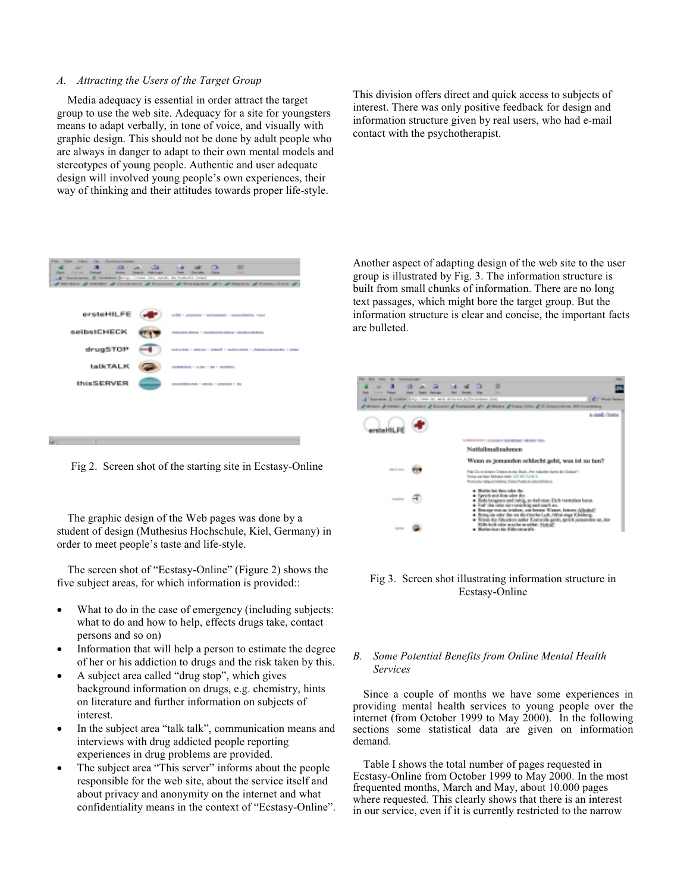### A. Attracting the Users of the Target Group

Media adequacy is essential in order attract the target group to use the web site. Adequacy for a site for youngsters means to adapt verbally, in tone of voice, and visually with graphic design. This should not be done by adult people who are always in danger to adapt to their own mental models and stereotypes of young people. Authentic and user adequate design will involved young people's own experiences, their way of thinking and their attitudes towards proper life-style.

Fig 2. Screen shot of the starting site in Ecstasy-Online

The graphic design of the Web pages was done by a student of design (Muthesius Hochschule, Kiel, Germany) in order to meet people's taste and life-style.

The screen shot of "Ecstasy-Online" (Figure 2) shows the five subject areas, for which information is provided::

- What to do in the case of emergency (including subjects: what to do and how to help, effects drugs take, contact persons and so on)
- Information that will help a person to estimate the degree of her or his addiction to drugs and the risk taken by this.
- A subject area called "drug stop", which gives background information on drugs, e.g. chemistry, hints on literature and further information on subjects of interest.
- In the subject area "talk talk", communication means and interviews with drug addicted people reporting experiences in drug problems are provided.
- The subject area "This server" informs about the people responsible for the web site, about the service itself and about privacy and anonymity on the internet and what confidentiality means in the context of "Ecstasy-Online".

This division offers direct and quick access to subjects of interest. There was only positive feedback for design and information structure given by real users, who had e-mail contact with the psychotherapist.

Another aspect of adapting design of the web site to the user group is illustrated by Fig. 3. The information structure is built from small chunks of information. There are no long text passages, which might bore the target group. But the information structure is clear and concise, the important facts are bulleted.

Fig 3. Screen shot illustrating information structure in Ecstasy-Online

### B. Some Potential Benefits from Online Mental Health Services

Since a couple of months we have some experiences in providing mental health services to young people over the internet (from October 1999 to May 2000). In the following sections some statistical data are given on information demand.

Table I shows the total number of pages requested in Ecstasy-Online from October 1999 to May 2000. In the most frequented months, March and May, about 10.000 pages where requested. This clearly shows that there is an interest in our service, even if it is currently restricted to the narrow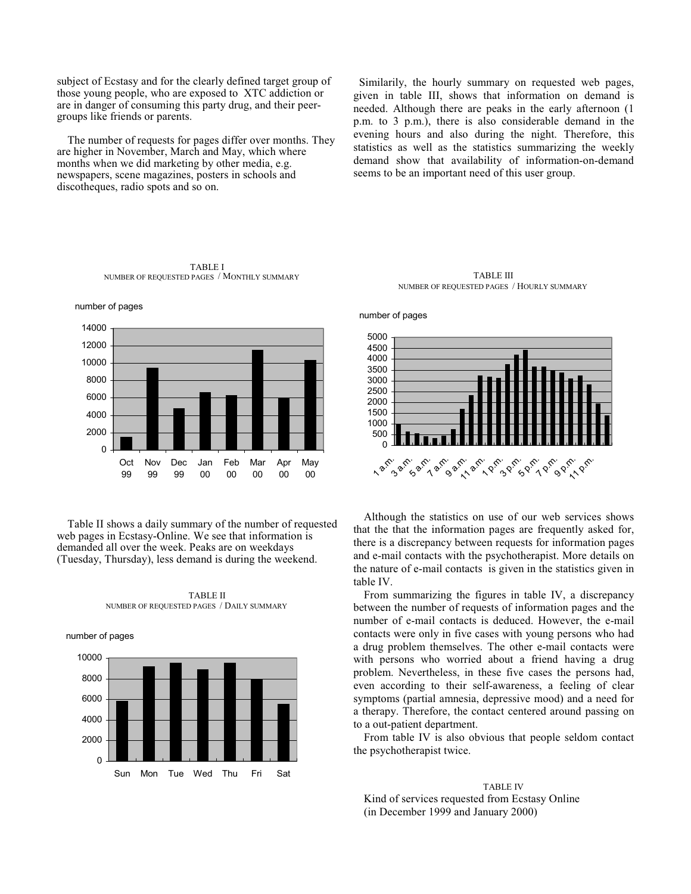subject of Ecstasy and for the clearly defined target group of those young people, who are exposed to XTC addiction or are in danger of consuming this party drug, and their peer-groups like friends or parents.

The number of requests for pages differ over months. They are higher in November, March and May, which where months when we did marketing by other media, e.g. newspapers, scene magazines, posters in schools and discotheques, radio spots and so on.

TABLE I
NUMBER OF REQUESTED PAGES / MONTHLY SUMMARY

Table II shows a daily summary of the number of requested web pages in Ecstasy-Online. We see that information is demanded all over the week. Peaks are on weekdays (Tuesday, Thursday), less demand is during the weekend.

TABLE II
NUMBER OF REQUESTED PAGES / DAILY SUMMARY

Similarly, the hourly summary on requested web pages, given in table III, shows that information on demand is needed. Although there are peaks in the early afternoon (1 p.m. to 3 p.m.), there is also considerable demand in the evening hours and also during the night. Therefore, this statistics as well as the statistics summarizing the weekly demand show that availability of information-on-demand seems to be an important need of this user group.

TABLE III
NUMBER OF REQUESTED PAGES / HOURLY SUMMARY

Although the statistics on use of our web services shows that the that the information pages are frequently asked for, there is a discrepancy between requests for information pages and e-mail contacts with the psychotherapist. More details on the nature of e-mail contacts is given in the statistics given in table IV.

From summarizing the figures in table IV, a discrepancy between the number of requests of information pages and the number of e-mail contacts is deduced. However, the e-mail contacts were only in five cases with young persons who had a drug problem themselves. The other e-mail contacts were with persons who worried about a friend having a drug problem. Nevertheless, in these five cases the persons had, even according to their self-awareness, a feeling of clear symptoms (partial amnesia, depressive mood) and a need for a therapy. Therefore, the contact centered around passing on to a out-patient department.

From table IV is also obvious that people seldom contact the psychotherapist twice.

TABLE IV
Kind of services requested from Ecstasy Online
(in December 1999 and January 2000)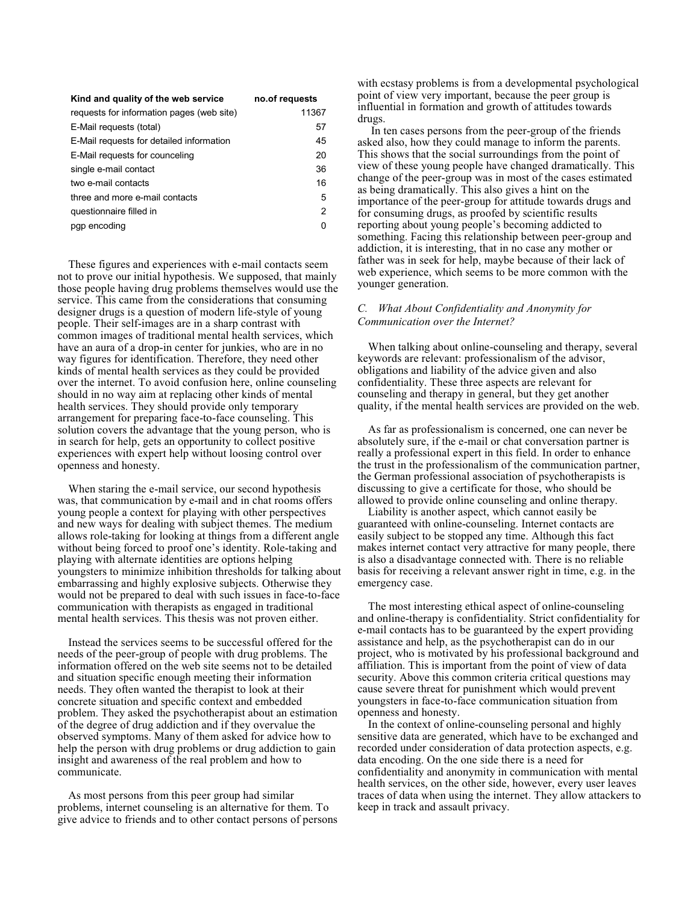| Kind and quality of the web service | no.of requests |
| --- | --- |
| requests for information pages (web site) | 11367 |
| E-Mail requests (total) | 57 |
| E-Mail requests for detailed information | 45 |
| E-Mail requests for counceling | 20 |
| single e-mail contact | 36 |
| two e-mail contacts | 16 |
| three and more e-mail contacts | 5 |
| questionnaire filled in | 2 |
| pgp encoding | 0 |

These figures and experiences with e-mail contacts seem not to prove our initial hypothesis. We supposed, that mainly those people having drug problems themselves would use the service. This came from the considerations that consuming designer drugs is a question of modern life-style of young people. Their self-images are in a sharp contrast with common images of traditional mental health services, which have an aura of a drop-in center for junkies, who are in no way figures for identification. Therefore, they need other kinds of mental health services as they could be provided over the internet. To avoid confusion here, online counseling should in no way aim at replacing other kinds of mental health services. They should provide only temporary arrangement for preparing face-to-face counseling. This solution covers the advantage that the young person, who is in search for help, gets an opportunity to collect positive experiences with expert help without loosing control over openness and honesty.

When staring the e-mail service, our second hypothesis was, that communication by e-mail and in chat rooms offers young people a context for playing with other perspectives and new ways for dealing with subject themes. The medium allows role-taking for looking at things from a different angle without being forced to proof one's identity. Role-taking and playing with alternate identities are options helping youngsters to minimize inhibition thresholds for talking about embarrassing and highly explosive subjects. Otherwise they would not be prepared to deal with such issues in face-to-face communication with therapists as engaged in traditional mental health services. This thesis was not proven either.

Instead the services seems to be successful offered for the needs of the peer-group of people with drug problems. The information offered on the web site seems not to be detailed and situation specific enough meeting their information needs. They often wanted the therapist to look at their concrete situation and specific context and embedded problem. They asked the psychotherapist about an estimation of the degree of drug addiction and if they overvalue the observed symptoms. Many of them asked for advice how to help the person with drug problems or drug addiction to gain insight and awareness of the real problem and how to communicate.

As most persons from this peer group had similar problems, internet counseling is an alternative for them. To give advice to friends and to other contact persons of persons with ecstasy problems is from a developmental psychological point of view very important, because the peer group is influential in formation and growth of attitudes towards drugs.

In ten cases persons from the peer-group of the friends asked also, how they could manage to inform the parents. This shows that the social surroundings from the point of view of these young people have changed dramatically. This change of the peer-group was in most of the cases estimated as being dramatically. This also gives a hint on the importance of the peer-group for attitude towards drugs and for consuming drugs, as proofed by scientific results reporting about young people's becoming addicted to something. Facing this relationship between peer-group and addiction, it is interesting, that in no case any mother or father was in seek for help, maybe because of their lack of web experience, which seems to be more common with the younger generation.

### *C. What About Confidentiality and Anonymity for Communication over the Internet?*

When talking about online-counseling and therapy, several keywords are relevant: professionalism of the advisor, obligations and liability of the advice given and also confidentiality. These three aspects are relevant for counseling and therapy in general, but they get another quality, if the mental health services are provided on the web.

As far as professionalism is concerned, one can never be absolutely sure, if the e-mail or chat conversation partner is really a professional expert in this field. In order to enhance the trust in the professionalism of the communication partner, the German professional association of psychotherapists is discussing to give a certificate for those, who should be allowed to provide online counseling and online therapy.

Liability is another aspect, which cannot easily be guaranteed with online-counseling. Internet contacts are easily subject to be stopped any time. Although this fact makes internet contact very attractive for many people, there is also a disadvantage connected with. There is no reliable basis for receiving a relevant answer right in time, e.g. in the emergency case.

The most interesting ethical aspect of online-counseling and online-therapy is confidentiality. Strict confidentiality for e-mail contacts has to be guaranteed by the expert providing assistance and help, as the psychotherapist can do in our project, who is motivated by his professional background and affiliation. This is important from the point of view of data security. Above this common criteria critical questions may cause severe threat for punishment which would prevent youngsters in face-to-face communication situation from openness and honesty.

In the context of online-counseling personal and highly sensitive data are generated, which have to be exchanged and recorded under consideration of data protection aspects, e.g. data encoding. On the one side there is a need for confidentiality and anonymity in communication with mental health services, on the other side, however, every user leaves traces of data when using the internet. They allow attackers to keep in track and assault privacy.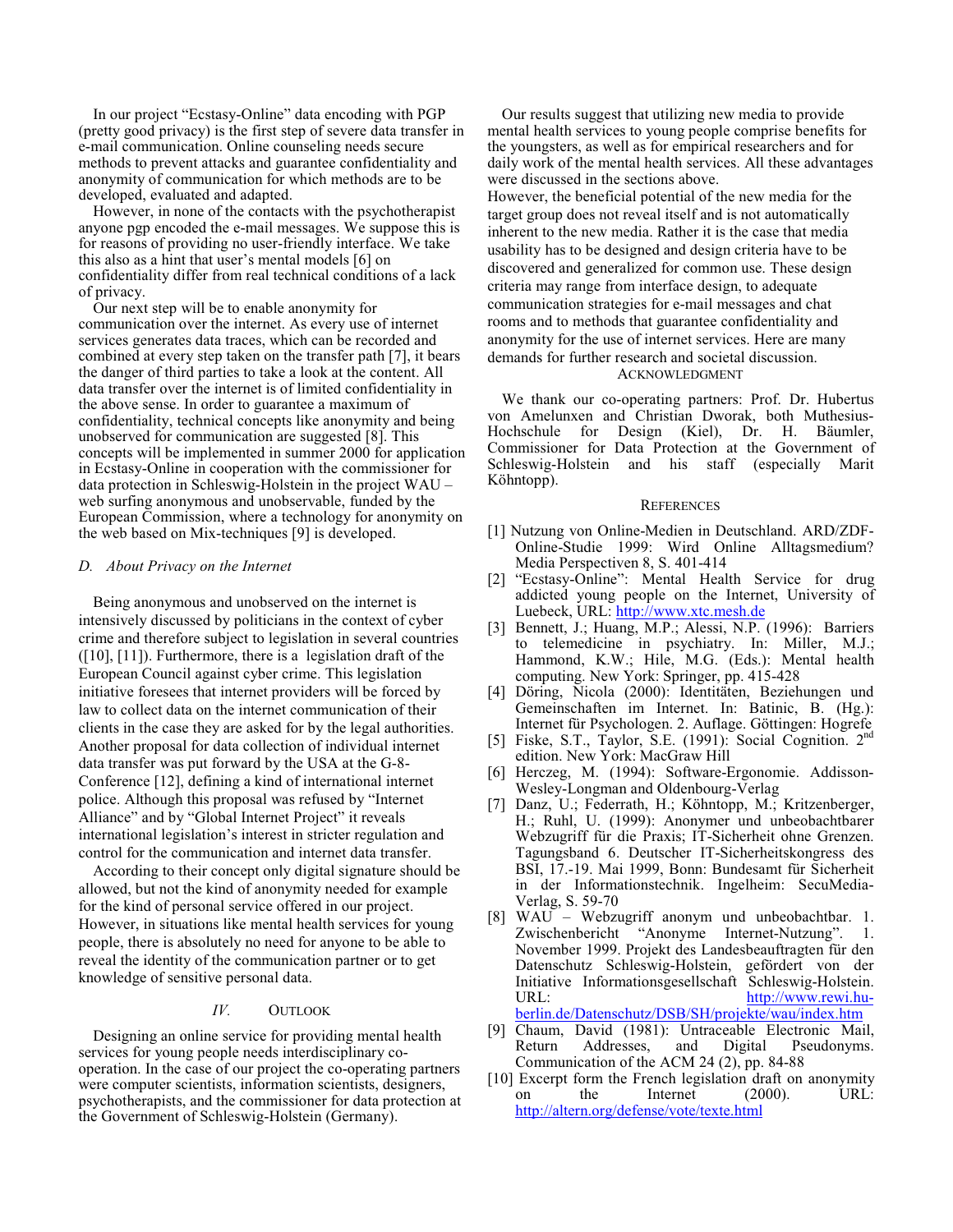In our project "Ecstasy-Online" data encoding with PGP (pretty good privacy) is the first step of severe data transfer in e-mail communication. Online counseling needs secure methods to prevent attacks and guarantee confidentiality and anonymity of communication for which methods are to be developed, evaluated and adapted.

However, in none of the contacts with the psychotherapist anyone pgp encoded the e-mail messages. We suppose this is for reasons of providing no user-friendly interface. We take this also as a hint that user's mental models [6] on confidentiality differ from real technical conditions of a lack of privacy.

Our next step will be to enable anonymity for communication over the internet. As every use of internet services generates data traces, which can be recorded and combined at every step taken on the transfer path [7], it bears the danger of third parties to take a look at the content. All data transfer over the internet is of limited confidentiality in the above sense. In order to guarantee a maximum of confidentiality, technical concepts like anonymity and being unobserved for communication are suggested [8]. This concepts will be implemented in summer 2000 for application in Ecstasy-Online in cooperation with the commissioner for data protection in Schleswig-Holstein in the project WAU – web surfing anonymous and unobservable, funded by the European Commission, where a technology for anonymity on the web based on Mix-techniques [9] is developed.

### D. About Privacy on the Internet

Being anonymous and unobserved on the internet is intensively discussed by politicians in the context of cyber crime and therefore subject to legislation in several countries ([10], [11]). Furthermore, there is a legislation draft of the European Council against cyber crime. This legislation initiative foresees that internet providers will be forced by law to collect data on the internet communication of their clients in the case they are asked for by the legal authorities. Another proposal for data collection of individual internet data transfer was put forward by the USA at the G-8-Conference [12], defining a kind of international internet police. Although this proposal was refused by "Internet Alliance" and by "Global Internet Project" it reveals international legislation's interest in stricter regulation and control for the communication and internet data transfer.

According to their concept only digital signature should be allowed, but not the kind of anonymity needed for example for the kind of personal service offered in our project. However, in situations like mental health services for young people, there is absolutely no need for anyone to be able to reveal the identity of the communication partner or to get knowledge of sensitive personal data.

## IV. Outlook

Designing an online service for providing mental health services for young people needs interdisciplinary co-operation. In the case of our project the co-operating partners were computer scientists, information scientists, designers, psychotherapists, and the commissioner for data protection at the Government of Schleswig-Holstein (Germany).

Our results suggest that utilizing new media to provide mental health services to young people comprise benefits for the youngsters, as well as for empirical researchers and for daily work of the mental health services. All these advantages were discussed in the sections above.

However, the beneficial potential of the new media for the target group does not reveal itself and is not automatically inherent to the new media. Rather it is the case that media usability has to be designed and design criteria have to be discovered and generalized for common use. These design criteria may range from interface design, to adequate communication strategies for e-mail messages and chat rooms and to methods that guarantee confidentiality and anonymity for the use of internet services. Here are many demands for further research and societal discussion.

## Acknowledgment

We thank our co-operating partners: Prof. Dr. Hubertus von Amelunxen and Christian Dworak, both Muthesius-Hochschule for Design (Kiel), Dr. H. Bäumler, Commissioner for Data Protection at the Government of Schleswig-Holstein and his staff (especially Marit Köhntopp).

## References

[1] Nutzung von Online-Medien in Deutschland. ARD/ZDF-Online-Studie 1999: Wird Online Alltagsmedium? Media Perspectiven 8, S. 401-414

[2] "Ecstasy-Online": Mental Health Service for drug addicted young people on the Internet, University of Luebeck, URL: http://www.xtc.mesh.de

[3] Bennett, J.; Huang, M.P.; Alessi, N.P. (1996): Barriers to telemedicine in psychiatry. In: Miller, M.J.; Hammond, K.W.; Hile, M.G. (Eds.): Mental health computing. New York: Springer, pp. 415-428

[4] Döring, Nicola (2000): Identitäten, Beziehungen und Gemeinschaften im Internet. In: Batinic, B. (Hg.): Internet für Psychologen. 2. Auflage. Göttingen: Hogrefe

[5] Fiske, S.T., Taylor, S.E. (1991): Social Cognition. 2nd edition. New York: MacGraw Hill

[6] Herczeg, M. (1994): Software-Ergonomie. Addisson-Wesley-Longman and Oldenbourg-Verlag

[7] Danz, U.; Federrath, H.; Köhntopp, M.; Kritzenberger, H.; Ruhl, U. (1999): Anonymer und unbeobachtbarer Webzugriff für die Praxis; IT-Sicherheit ohne Grenzen. Tagungsband 6. Deutscher IT-Sicherheitskongress des BSI, 17.-19. Mai 1999, Bonn: Bundesamt für Sicherheit in der Informationstechnik. Ingelheim: SecuMedia-Verlag, S. 59-70

[8] WAU – Webzugriff anonym und unbeobachtbar. 1. Zwischenbericht "Anonyme Internet-Nutzung". 1. November 1999. Projekt des Landesbeauftragten für den Datenschutz Schleswig-Holstein, gefördert von der Initiative Informationsgesellschaft Schleswig-Holstein. URL: http://www.rewi.hu-berlin.de/Datenschutz/DSB/SH/projekte/wau/index.htm

[9] Chaum, David (1981): Untraceable Electronic Mail, Return Addresses, and Digital Pseudonyms. Communication of the ACM 24 (2), pp. 84-88

[10] Excerpt form the French legislation draft on anonymity on the Internet (2000). URL: http://altern.org/defense/vote/texte.html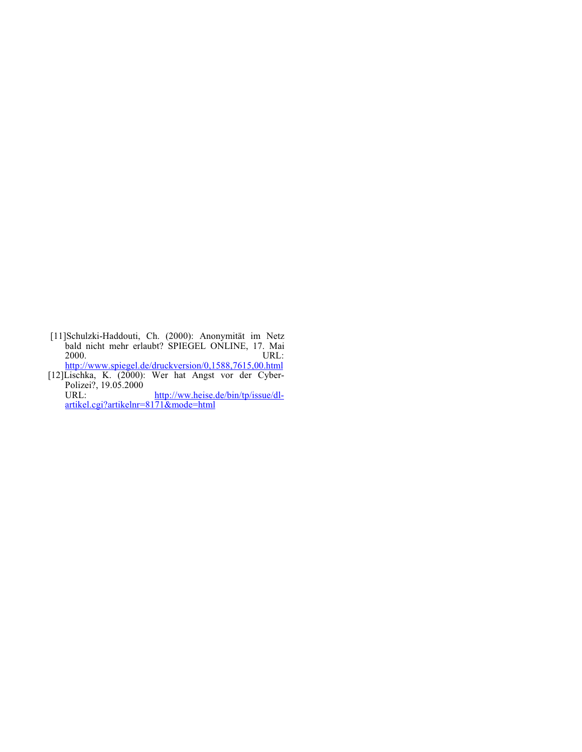[11] Schulzki-Haddouti, Ch. (2000): Anonymität im Netz bald nicht mehr erlaubt? SPIEGEL ONLINE, 17. Mai 2000. URL: http://www.spiegel.de/druckversion/0,1588,7615,00.html

[12] Lischka, K. (2000): Wer hat Angst vor der Cyber-Polizei?, 19.05.2000 URL: http://ww.heise.de/bin/tp/issue/dl-artikel.cgi?artikelnr=8171&mode=html